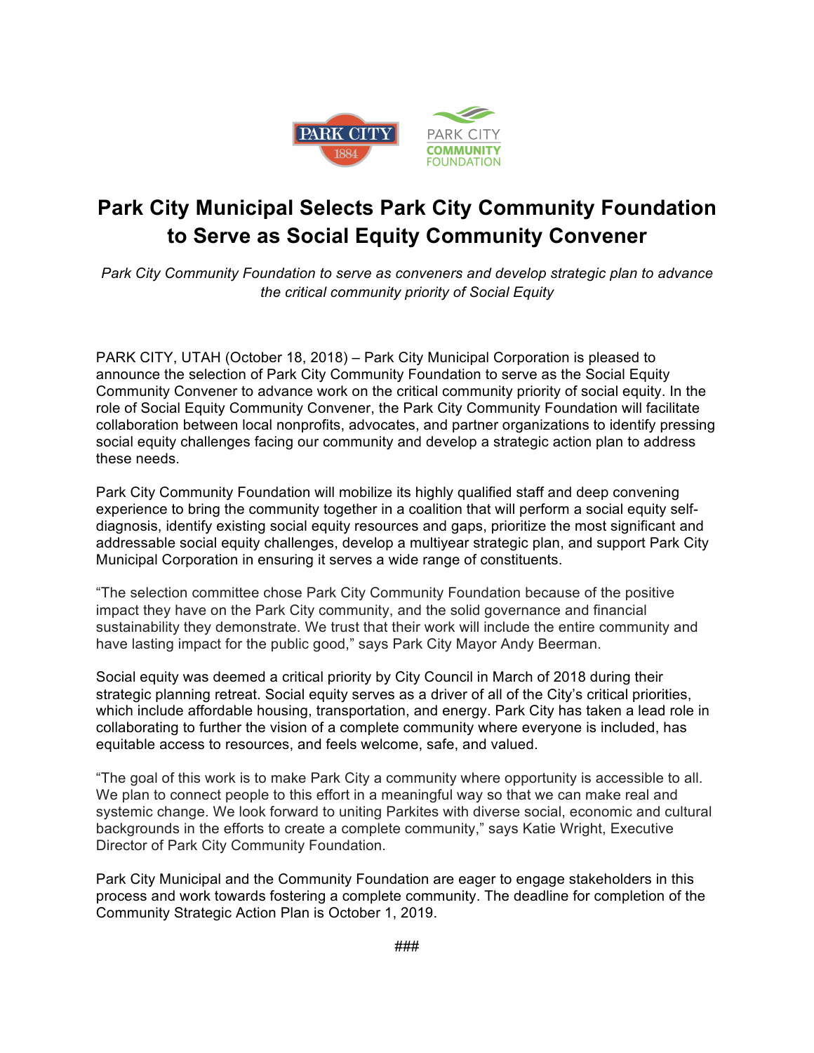# Park City Municipal Selects Park City Community Foundation to Serve as Social Equity Community Convener

*Park City Community Foundation to serve as conveners and develop strategic plan to advance the critical community priority of Social Equity*

PARK CITY, UTAH (October 18, 2018) – Park City Municipal Corporation is pleased to announce the selection of Park City Community Foundation to serve as the Social Equity Community Convener to advance work on the critical community priority of social equity. In the role of Social Equity Community Convener, the Park City Community Foundation will facilitate collaboration between local nonprofits, advocates, and partner organizations to identify pressing social equity challenges facing our community and develop a strategic action plan to address these needs.

Park City Community Foundation will mobilize its highly qualified staff and deep convening experience to bring the community together in a coalition that will perform a social equity self-diagnosis, identify existing social equity resources and gaps, prioritize the most significant and addressable social equity challenges, develop a multiyear strategic plan, and support Park City Municipal Corporation in ensuring it serves a wide range of constituents.

"The selection committee chose Park City Community Foundation because of the positive impact they have on the Park City community, and the solid governance and financial sustainability they demonstrate. We trust that their work will include the entire community and have lasting impact for the public good," says Park City Mayor Andy Beerman.

Social equity was deemed a critical priority by City Council in March of 2018 during their strategic planning retreat. Social equity serves as a driver of all of the City's critical priorities, which include affordable housing, transportation, and energy. Park City has taken a lead role in collaborating to further the vision of a complete community where everyone is included, has equitable access to resources, and feels welcome, safe, and valued.

"The goal of this work is to make Park City a community where opportunity is accessible to all. We plan to connect people to this effort in a meaningful way so that we can make real and systemic change. We look forward to uniting Parkites with diverse social, economic and cultural backgrounds in the efforts to create a complete community," says Katie Wright, Executive Director of Park City Community Foundation.

Park City Municipal and the Community Foundation are eager to engage stakeholders in this process and work towards fostering a complete community. The deadline for completion of the Community Strategic Action Plan is October 1, 2019.

###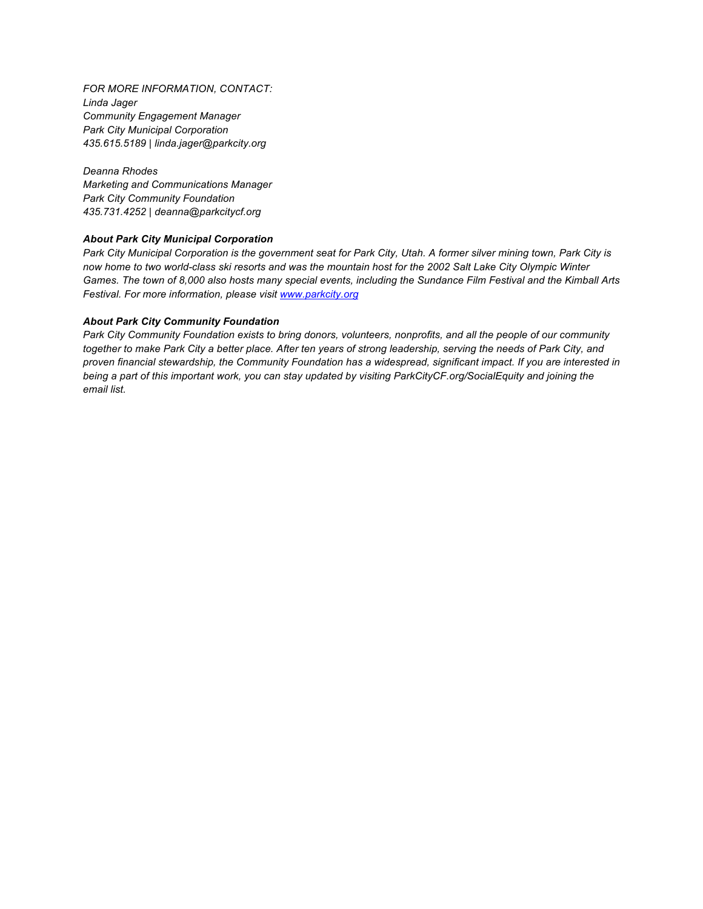*FOR MORE INFORMATION, CONTACT:*
*Linda Jager*
*Community Engagement Manager*
*Park City Municipal Corporation*
*435.615.5189 | linda.jager@parkcity.org*

*Deanna Rhodes*
*Marketing and Communications Manager*
*Park City Community Foundation*
*435.731.4252 | deanna@parkcitycf.org*

***About Park City Municipal Corporation***
*Park City Municipal Corporation is the government seat for Park City, Utah. A former silver mining town, Park City is now home to two world-class ski resorts and was the mountain host for the 2002 Salt Lake City Olympic Winter Games. The town of 8,000 also hosts many special events, including the Sundance Film Festival and the Kimball Arts Festival. For more information, please visit [www.parkcity.org](http://www.parkcity.org)*

***About Park City Community Foundation***
*Park City Community Foundation exists to bring donors, volunteers, nonprofits, and all the people of our community together to make Park City a better place. After ten years of strong leadership, serving the needs of Park City, and proven financial stewardship, the Community Foundation has a widespread, significant impact. If you are interested in being a part of this important work, you can stay updated by visiting ParkCityCF.org/SocialEquity and joining the email list.*